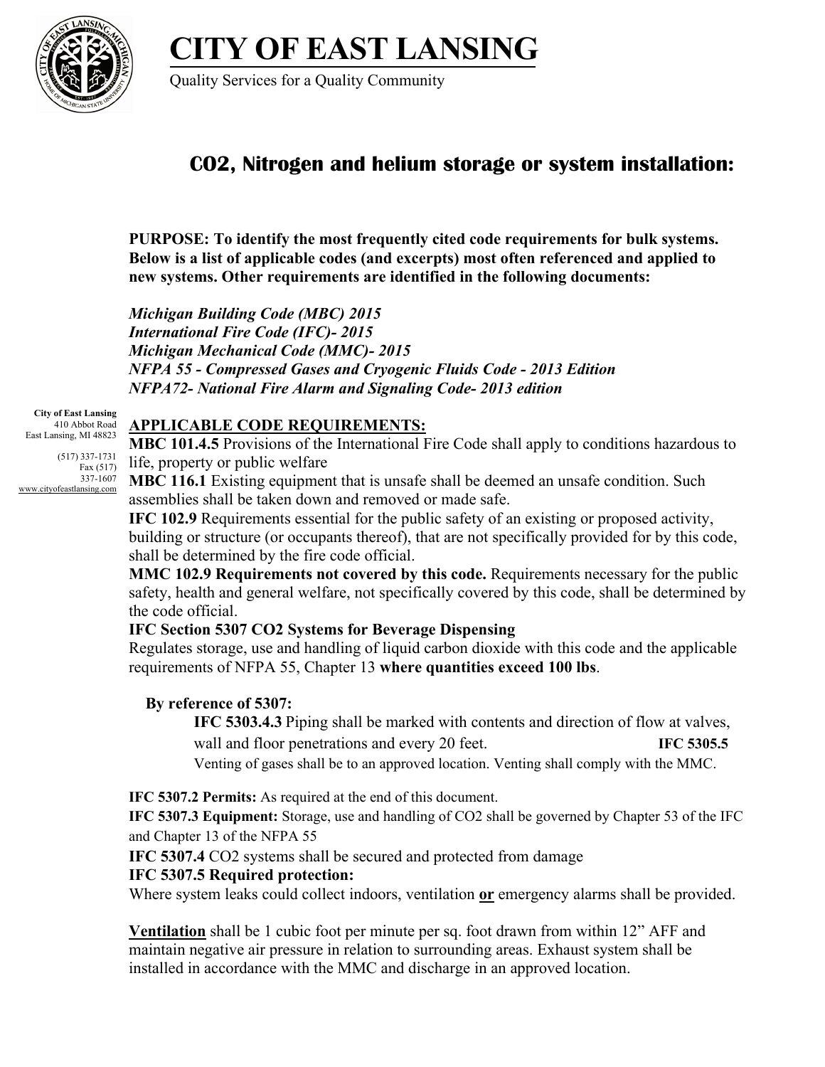# CITY OF EAST LANSING

Quality Services for a Quality Community

## $CO_2$, Nitrogen and helium storage or system installation:

**PURPOSE: To identify the most frequently cited code requirements for bulk systems. Below is a list of applicable codes (and excerpts) most often referenced and applied to new systems. Other requirements are identified in the following documents:**

***Michigan Building Code (MBC) 2015***
***International Fire Code (IFC)- 2015***
***Michigan Mechanical Code (MMC)- 2015***
***NFPA 55 - Compressed Gases and Cryogenic Fluids Code - 2013 Edition***
***NFPA72- National Fire Alarm and Signaling Code- 2013 edition***

**City of East Lansing**
410 Abbot Road
East Lansing, MI 48823
(517) 337-1731
Fax (517) 337-1607
www.cityofeastlansing.com

### APPLICABLE CODE REQUIREMENTS:

**MBC 101.4.5** Provisions of the International Fire Code shall apply to conditions hazardous to life, property or public welfare

**MBC 116.1** Existing equipment that is unsafe shall be deemed an unsafe condition. Such assemblies shall be taken down and removed or made safe.

**IFC 102.9** Requirements essential for the public safety of an existing or proposed activity, building or structure (or occupants thereof), that are not specifically provided for by this code, shall be determined by the fire code official.

**MMC 102.9 Requirements not covered by this code.** Requirements necessary for the public safety, health and general welfare, not specifically covered by this code, shall be determined by the code official.

**IFC Section 5307 $CO_2$ Systems for Beverage Dispensing**

Regulates storage, use and handling of liquid carbon dioxide with this code and the applicable requirements of NFPA 55, Chapter 13 **where quantities exceed 100 lbs**.

**By reference of 5307:**

**IFC 5303.4.3** Piping shall be marked with contents and direction of flow at valves, wall and floor penetrations and every 20 feet.

**IFC 5305.5** Venting of gases shall be to an approved location. Venting shall comply with the MMC.

**IFC 5307.2 Permits:** As required at the end of this document.

**IFC 5307.3 Equipment:** Storage, use and handling of $CO_2$ shall be governed by Chapter 53 of the IFC and Chapter 13 of the NFPA 55

**IFC 5307.4** $CO_2$ systems shall be secured and protected from damage

**IFC 5307.5 Required protection:**

Where system leaks could collect indoors, ventilation **or** emergency alarms shall be provided.

**Ventilation** shall be 1 cubic foot per minute per sq. foot drawn from within 12" AFF and maintain negative air pressure in relation to surrounding areas. Exhaust system shall be installed in accordance with the MMC and discharge in an approved location.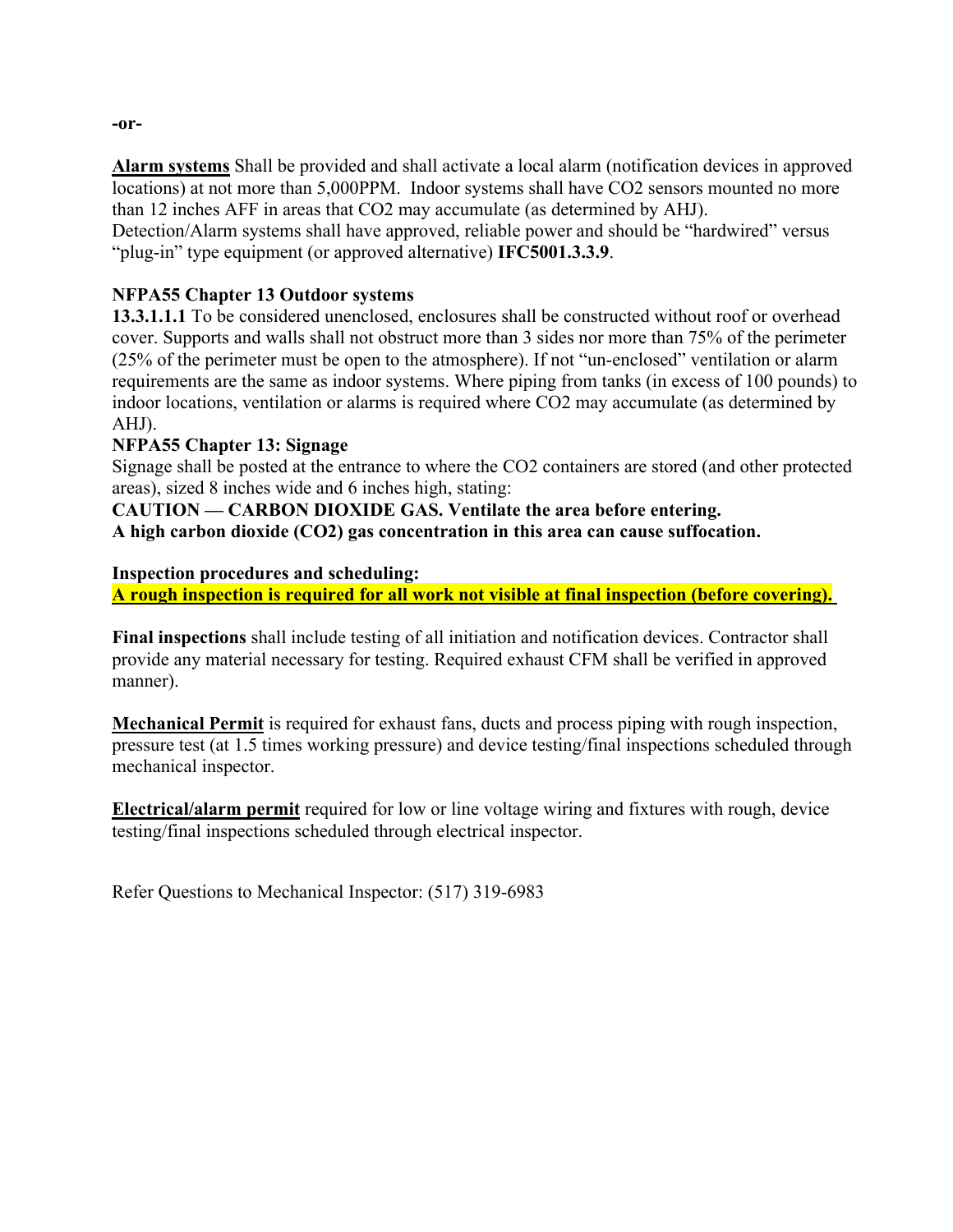**-or-**

**<u>Alarm systems</u>** Shall be provided and shall activate a local alarm (notification devices in approved locations) at not more than 5,000PPM. Indoor systems shall have $CO_2$ sensors mounted no more than 12 inches AFF in areas that $CO_2$ may accumulate (as determined by AHJ). Detection/Alarm systems shall have approved, reliable power and should be "hardwired" versus "plug-in" type equipment (or approved alternative) **IFC5001.3.3.9**.

**NFPA55 Chapter 13 Outdoor systems**

**13.3.1.1.1** To be considered unenclosed, enclosures shall be constructed without roof or overhead cover. Supports and walls shall not obstruct more than 3 sides nor more than 75% of the perimeter (25% of the perimeter must be open to the atmosphere). If not "un-enclosed" ventilation or alarm requirements are the same as indoor systems. Where piping from tanks (in excess of 100 pounds) to indoor locations, ventilation or alarms is required where $CO_2$ may accumulate (as determined by AHJ).

**NFPA55 Chapter 13: Signage**

Signage shall be posted at the entrance to where the $CO_2$ containers are stored (and other protected areas), sized 8 inches wide and 6 inches high, stating:

**CAUTION — CARBON DIOXIDE GAS. Ventilate the area before entering.**
**A high carbon dioxide ($CO_2$) gas concentration in this area can cause suffocation.**

**Inspection procedures and scheduling:**

**<u>A rough inspection is required for all work not visible at final inspection (before covering).</u>**

**Final inspections** shall include testing of all initiation and notification devices. Contractor shall provide any material necessary for testing. Required exhaust CFM shall be verified in approved manner).

**<u>Mechanical Permit</u>** is required for exhaust fans, ducts and process piping with rough inspection, pressure test (at 1.5 times working pressure) and device testing/final inspections scheduled through mechanical inspector.

**<u>Electrical/alarm permit</u>** required for low or line voltage wiring and fixtures with rough, device testing/final inspections scheduled through electrical inspector.

Refer Questions to Mechanical Inspector: (517) 319-6983